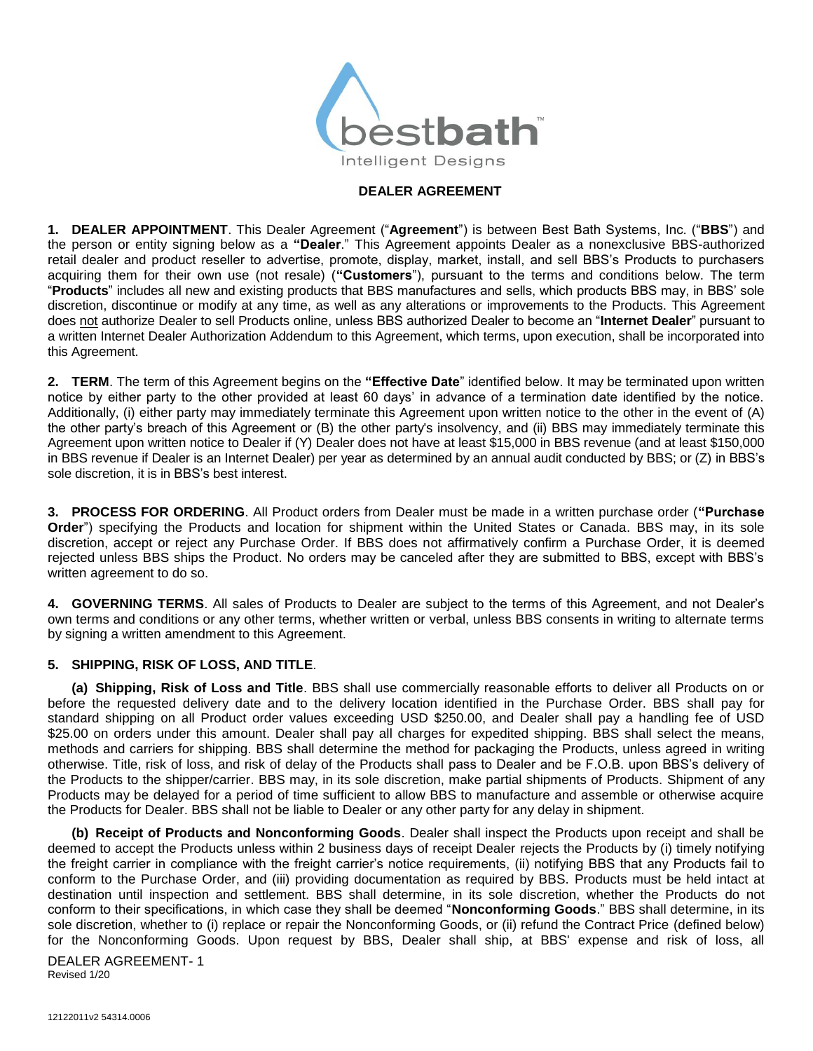# DEALER AGREEMENT

**1. DEALER APPOINTMENT**. This Dealer Agreement ("**Agreement**") is between Best Bath Systems, Inc. ("**BBS**") and the person or entity signing below as a **"Dealer**." This Agreement appoints Dealer as a nonexclusive BBS-authorized retail dealer and product reseller to advertise, promote, display, market, install, and sell BBS's Products to purchasers acquiring them for their own use (not resale) (**"Customers**"), pursuant to the terms and conditions below. The term "**Products**" includes all new and existing products that BBS manufactures and sells, which products BBS may, in BBS' sole discretion, discontinue or modify at any time, as well as any alterations or improvements to the Products. This Agreement does not authorize Dealer to sell Products online, unless BBS authorized Dealer to become an "**Internet Dealer**" pursuant to a written Internet Dealer Authorization Addendum to this Agreement, which terms, upon execution, shall be incorporated into this Agreement.

**2. TERM**. The term of this Agreement begins on the **"Effective Date**" identified below. It may be terminated upon written notice by either party to the other provided at least 60 days' in advance of a termination date identified by the notice. Additionally, (i) either party may immediately terminate this Agreement upon written notice to the other in the event of (A) the other party's breach of this Agreement or (B) the other party's insolvency, and (ii) BBS may immediately terminate this Agreement upon written notice to Dealer if (Y) Dealer does not have at least $15,000 in BBS revenue (and at least $150,000 in BBS revenue if Dealer is an Internet Dealer) per year as determined by an annual audit conducted by BBS; or (Z) in BBS's sole discretion, it is in BBS's best interest.

**3. PROCESS FOR ORDERING**. All Product orders from Dealer must be made in a written purchase order (**"Purchase Order**") specifying the Products and location for shipment within the United States or Canada. BBS may, in its sole discretion, accept or reject any Purchase Order. If BBS does not affirmatively confirm a Purchase Order, it is deemed rejected unless BBS ships the Product. No orders may be canceled after they are submitted to BBS, except with BBS's written agreement to do so.

**4. GOVERNING TERMS**. All sales of Products to Dealer are subject to the terms of this Agreement, and not Dealer's own terms and conditions or any other terms, whether written or verbal, unless BBS consents in writing to alternate terms by signing a written amendment to this Agreement.

**5. SHIPPING, RISK OF LOSS, AND TITLE**.

**(a) Shipping, Risk of Loss and Title**. BBS shall use commercially reasonable efforts to deliver all Products on or before the requested delivery date and to the delivery location identified in the Purchase Order. BBS shall pay for standard shipping on all Product order values exceeding USD $250.00, and Dealer shall pay a handling fee of USD $25.00 on orders under this amount. Dealer shall pay all charges for expedited shipping. BBS shall select the means, methods and carriers for shipping. BBS shall determine the method for packaging the Products, unless agreed in writing otherwise. Title, risk of loss, and risk of delay of the Products shall pass to Dealer and be F.O.B. upon BBS's delivery of the Products to the shipper/carrier. BBS may, in its sole discretion, make partial shipments of Products. Shipment of any Products may be delayed for a period of time sufficient to allow BBS to manufacture and assemble or otherwise acquire the Products for Dealer. BBS shall not be liable to Dealer or any other party for any delay in shipment.

**(b) Receipt of Products and Nonconforming Goods**. Dealer shall inspect the Products upon receipt and shall be deemed to accept the Products unless within 2 business days of receipt Dealer rejects the Products by (i) timely notifying the freight carrier in compliance with the freight carrier's notice requirements, (ii) notifying BBS that any Products fail to conform to the Purchase Order, and (iii) providing documentation as required by BBS. Products must be held intact at destination until inspection and settlement. BBS shall determine, in its sole discretion, whether the Products do not conform to their specifications, in which case they shall be deemed "**Nonconforming Goods**." BBS shall determine, in its sole discretion, whether to (i) replace or repair the Nonconforming Goods, or (ii) refund the Contract Price (defined below) for the Nonconforming Goods. Upon request by BBS, Dealer shall ship, at BBS' expense and risk of loss, all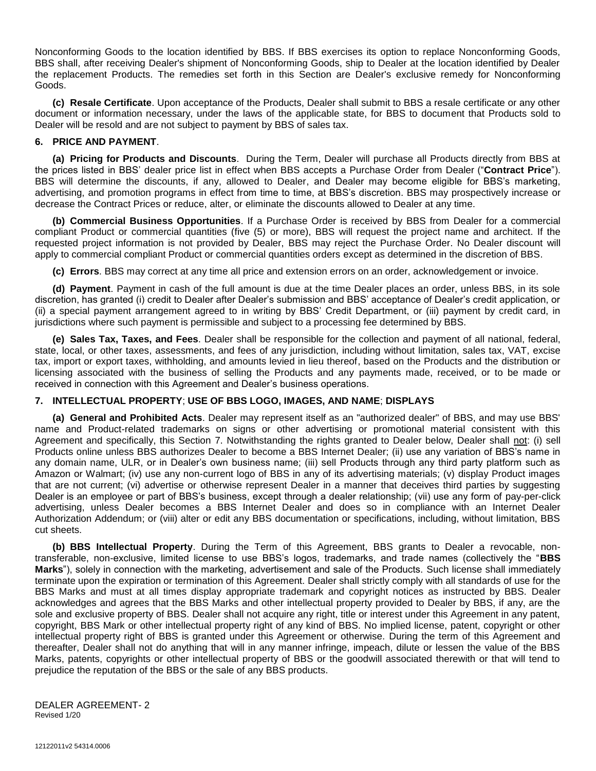Nonconforming Goods to the location identified by BBS. If BBS exercises its option to replace Nonconforming Goods, BBS shall, after receiving Dealer's shipment of Nonconforming Goods, ship to Dealer at the location identified by Dealer the replacement Products. The remedies set forth in this Section are Dealer's exclusive remedy for Nonconforming Goods.

**(c) Resale Certificate**. Upon acceptance of the Products, Dealer shall submit to BBS a resale certificate or any other document or information necessary, under the laws of the applicable state, for BBS to document that Products sold to Dealer will be resold and are not subject to payment by BBS of sales tax.

## 6. PRICE AND PAYMENT.

**(a) Pricing for Products and Discounts**. During the Term, Dealer will purchase all Products directly from BBS at the prices listed in BBS' dealer price list in effect when BBS accepts a Purchase Order from Dealer ("**Contract Price**"). BBS will determine the discounts, if any, allowed to Dealer, and Dealer may become eligible for BBS's marketing, advertising, and promotion programs in effect from time to time, at BBS's discretion. BBS may prospectively increase or decrease the Contract Prices or reduce, alter, or eliminate the discounts allowed to Dealer at any time.

**(b) Commercial Business Opportunities**. If a Purchase Order is received by BBS from Dealer for a commercial compliant Product or commercial quantities (five (5) or more), BBS will request the project name and architect. If the requested project information is not provided by Dealer, BBS may reject the Purchase Order. No Dealer discount will apply to commercial compliant Product or commercial quantities orders except as determined in the discretion of BBS.

**(c) Errors**. BBS may correct at any time all price and extension errors on an order, acknowledgement or invoice.

**(d) Payment**. Payment in cash of the full amount is due at the time Dealer places an order, unless BBS, in its sole discretion, has granted (i) credit to Dealer after Dealer's submission and BBS' acceptance of Dealer's credit application, or (ii) a special payment arrangement agreed to in writing by BBS' Credit Department, or (iii) payment by credit card, in jurisdictions where such payment is permissible and subject to a processing fee determined by BBS.

**(e) Sales Tax, Taxes, and Fees**. Dealer shall be responsible for the collection and payment of all national, federal, state, local, or other taxes, assessments, and fees of any jurisdiction, including without limitation, sales tax, VAT, excise tax, import or export taxes, withholding, and amounts levied in lieu thereof, based on the Products and the distribution or licensing associated with the business of selling the Products and any payments made, received, or to be made or received in connection with this Agreement and Dealer's business operations.

## 7. INTELLECTUAL PROPERTY; USE OF BBS LOGO, IMAGES, AND NAME; DISPLAYS

**(a) General and Prohibited Acts**. Dealer may represent itself as an "authorized dealer" of BBS, and may use BBS' name and Product-related trademarks on signs or other advertising or promotional material consistent with this Agreement and specifically, this Section 7. Notwithstanding the rights granted to Dealer below, Dealer shall not: (i) sell Products online unless BBS authorizes Dealer to become a BBS Internet Dealer; (ii) use any variation of BBS's name in any domain name, ULR, or in Dealer's own business name; (iii) sell Products through any third party platform such as Amazon or Walmart; (iv) use any non-current logo of BBS in any of its advertising materials; (v) display Product images that are not current; (vi) advertise or otherwise represent Dealer in a manner that deceives third parties by suggesting Dealer is an employee or part of BBS's business, except through a dealer relationship; (vii) use any form of pay-per-click advertising, unless Dealer becomes a BBS Internet Dealer and does so in compliance with an Internet Dealer Authorization Addendum; or (viii) alter or edit any BBS documentation or specifications, including, without limitation, BBS cut sheets.

**(b) BBS Intellectual Property**. During the Term of this Agreement, BBS grants to Dealer a revocable, non-transferable, non-exclusive, limited license to use BBS's logos, trademarks, and trade names (collectively the "**BBS Marks**"), solely in connection with the marketing, advertisement and sale of the Products. Such license shall immediately terminate upon the expiration or termination of this Agreement. Dealer shall strictly comply with all standards of use for the BBS Marks and must at all times display appropriate trademark and copyright notices as instructed by BBS. Dealer acknowledges and agrees that the BBS Marks and other intellectual property provided to Dealer by BBS, if any, are the sole and exclusive property of BBS. Dealer shall not acquire any right, title or interest under this Agreement in any patent, copyright, BBS Mark or other intellectual property right of any kind of BBS. No implied license, patent, copyright or other intellectual property right of BBS is granted under this Agreement or otherwise. During the term of this Agreement and thereafter, Dealer shall not do anything that will in any manner infringe, impeach, dilute or lessen the value of the BBS Marks, patents, copyrights or other intellectual property of BBS or the goodwill associated therewith or that will tend to prejudice the reputation of the BBS or the sale of any BBS products.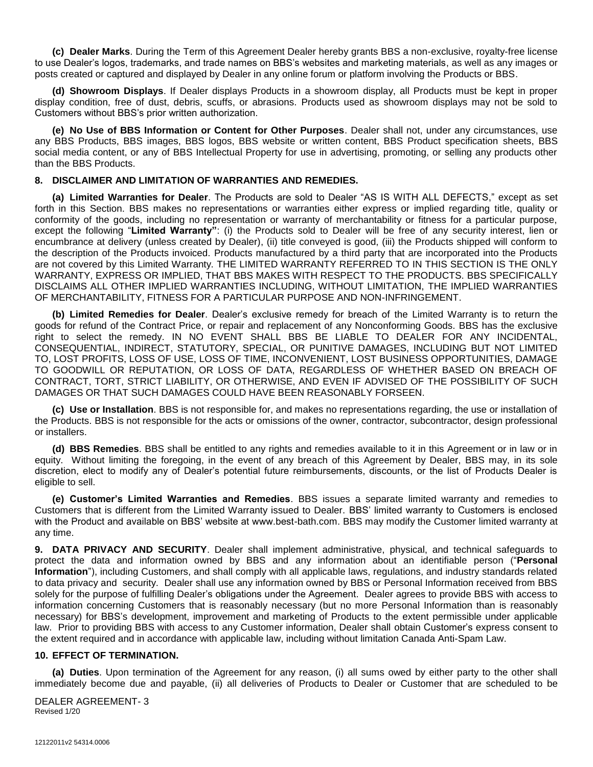**(c) Dealer Marks**. During the Term of this Agreement Dealer hereby grants BBS a non-exclusive, royalty-free license to use Dealer's logos, trademarks, and trade names on BBS's websites and marketing materials, as well as any images or posts created or captured and displayed by Dealer in any online forum or platform involving the Products or BBS.

**(d) Showroom Displays**. If Dealer displays Products in a showroom display, all Products must be kept in proper display condition, free of dust, debris, scuffs, or abrasions. Products used as showroom displays may not be sold to Customers without BBS's prior written authorization.

**(e) No Use of BBS Information or Content for Other Purposes**. Dealer shall not, under any circumstances, use any BBS Products, BBS images, BBS logos, BBS website or written content, BBS Product specification sheets, BBS social media content, or any of BBS Intellectual Property for use in advertising, promoting, or selling any products other than the BBS Products.

## 8. DISCLAIMER AND LIMITATION OF WARRANTIES AND REMEDIES.

**(a) Limited Warranties for Dealer**. The Products are sold to Dealer "AS IS WITH ALL DEFECTS," except as set forth in this Section. BBS makes no representations or warranties either express or implied regarding title, quality or conformity of the goods, including no representation or warranty of merchantability or fitness for a particular purpose, except the following "**Limited Warranty"**: (i) the Products sold to Dealer will be free of any security interest, lien or encumbrance at delivery (unless created by Dealer), (ii) title conveyed is good, (iii) the Products shipped will conform to the description of the Products invoiced. Products manufactured by a third party that are incorporated into the Products are not covered by this Limited Warranty. THE LIMITED WARRANTY REFERRED TO IN THIS SECTION IS THE ONLY WARRANTY, EXPRESS OR IMPLIED, THAT BBS MAKES WITH RESPECT TO THE PRODUCTS. BBS SPECIFICALLY DISCLAIMS ALL OTHER IMPLIED WARRANTIES INCLUDING, WITHOUT LIMITATION, THE IMPLIED WARRANTIES OF MERCHANTABILITY, FITNESS FOR A PARTICULAR PURPOSE AND NON-INFRINGEMENT.

**(b) Limited Remedies for Dealer**. Dealer's exclusive remedy for breach of the Limited Warranty is to return the goods for refund of the Contract Price, or repair and replacement of any Nonconforming Goods. BBS has the exclusive right to select the remedy. IN NO EVENT SHALL BBS BE LIABLE TO DEALER FOR ANY INCIDENTAL, CONSEQUENTIAL, INDIRECT, STATUTORY, SPECIAL, OR PUNITIVE DAMAGES, INCLUDING BUT NOT LIMITED TO, LOST PROFITS, LOSS OF USE, LOSS OF TIME, INCONVENIENT, LOST BUSINESS OPPORTUNITIES, DAMAGE TO GOODWILL OR REPUTATION, OR LOSS OF DATA, REGARDLESS OF WHETHER BASED ON BREACH OF CONTRACT, TORT, STRICT LIABILITY, OR OTHERWISE, AND EVEN IF ADVISED OF THE POSSIBILITY OF SUCH DAMAGES OR THAT SUCH DAMAGES COULD HAVE BEEN REASONABLY FORSEEN.

**(c) Use or Installation**. BBS is not responsible for, and makes no representations regarding, the use or installation of the Products. BBS is not responsible for the acts or omissions of the owner, contractor, subcontractor, design professional or installers.

**(d) BBS Remedies**. BBS shall be entitled to any rights and remedies available to it in this Agreement or in law or in equity. Without limiting the foregoing, in the event of any breach of this Agreement by Dealer, BBS may, in its sole discretion, elect to modify any of Dealer's potential future reimbursements, discounts, or the list of Products Dealer is eligible to sell.

**(e) Customer's Limited Warranties and Remedies**. BBS issues a separate limited warranty and remedies to Customers that is different from the Limited Warranty issued to Dealer. BBS' limited warranty to Customers is enclosed with the Product and available on BBS' website at www.best-bath.com. BBS may modify the Customer limited warranty at any time.

**9. DATA PRIVACY AND SECURITY**. Dealer shall implement administrative, physical, and technical safeguards to protect the data and information owned by BBS and any information about an identifiable person ("**Personal Information**"), including Customers, and shall comply with all applicable laws, regulations, and industry standards related to data privacy and security. Dealer shall use any information owned by BBS or Personal Information received from BBS solely for the purpose of fulfilling Dealer's obligations under the Agreement. Dealer agrees to provide BBS with access to information concerning Customers that is reasonably necessary (but no more Personal Information than is reasonably necessary) for BBS's development, improvement and marketing of Products to the extent permissible under applicable law. Prior to providing BBS with access to any Customer information, Dealer shall obtain Customer's express consent to the extent required and in accordance with applicable law, including without limitation Canada Anti-Spam Law.

## 10. EFFECT OF TERMINATION.

**(a) Duties**. Upon termination of the Agreement for any reason, (i) all sums owed by either party to the other shall immediately become due and payable, (ii) all deliveries of Products to Dealer or Customer that are scheduled to be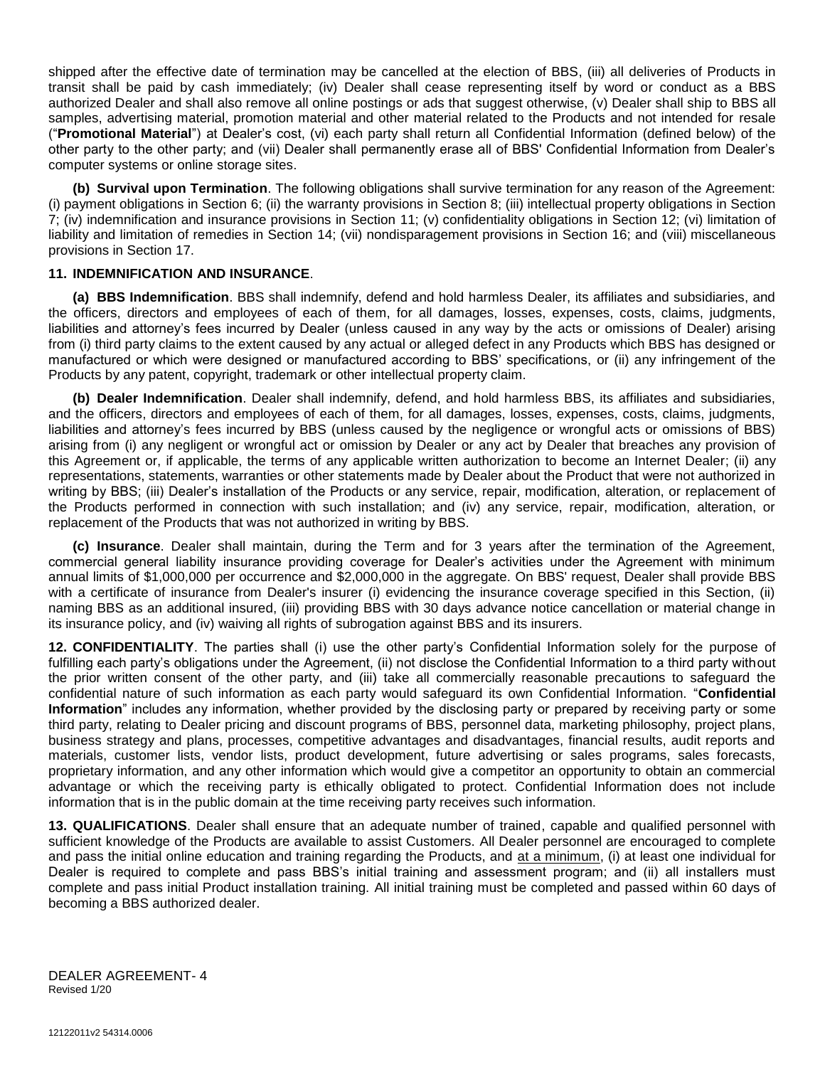shipped after the effective date of termination may be cancelled at the election of BBS, (iii) all deliveries of Products in transit shall be paid by cash immediately; (iv) Dealer shall cease representing itself by word or conduct as a BBS authorized Dealer and shall also remove all online postings or ads that suggest otherwise, (v) Dealer shall ship to BBS all samples, advertising material, promotion material and other material related to the Products and not intended for resale ("**Promotional Material**") at Dealer's cost, (vi) each party shall return all Confidential Information (defined below) of the other party to the other party; and (vii) Dealer shall permanently erase all of BBS' Confidential Information from Dealer's computer systems or online storage sites.

**(b) Survival upon Termination**. The following obligations shall survive termination for any reason of the Agreement: (i) payment obligations in Section 6; (ii) the warranty provisions in Section 8; (iii) intellectual property obligations in Section 7; (iv) indemnification and insurance provisions in Section 11; (v) confidentiality obligations in Section 12; (vi) limitation of liability and limitation of remedies in Section 14; (vii) nondisparagement provisions in Section 16; and (viii) miscellaneous provisions in Section 17.

**11. INDEMNIFICATION AND INSURANCE**.

**(a) BBS Indemnification**. BBS shall indemnify, defend and hold harmless Dealer, its affiliates and subsidiaries, and the officers, directors and employees of each of them, for all damages, losses, expenses, costs, claims, judgments, liabilities and attorney's fees incurred by Dealer (unless caused in any way by the acts or omissions of Dealer) arising from (i) third party claims to the extent caused by any actual or alleged defect in any Products which BBS has designed or manufactured or which were designed or manufactured according to BBS' specifications, or (ii) any infringement of the Products by any patent, copyright, trademark or other intellectual property claim.

**(b) Dealer Indemnification**. Dealer shall indemnify, defend, and hold harmless BBS, its affiliates and subsidiaries, and the officers, directors and employees of each of them, for all damages, losses, expenses, costs, claims, judgments, liabilities and attorney's fees incurred by BBS (unless caused by the negligence or wrongful acts or omissions of BBS) arising from (i) any negligent or wrongful act or omission by Dealer or any act by Dealer that breaches any provision of this Agreement or, if applicable, the terms of any applicable written authorization to become an Internet Dealer; (ii) any representations, statements, warranties or other statements made by Dealer about the Product that were not authorized in writing by BBS; (iii) Dealer's installation of the Products or any service, repair, modification, alteration, or replacement of the Products performed in connection with such installation; and (iv) any service, repair, modification, alteration, or replacement of the Products that was not authorized in writing by BBS.

**(c) Insurance**. Dealer shall maintain, during the Term and for 3 years after the termination of the Agreement, commercial general liability insurance providing coverage for Dealer's activities under the Agreement with minimum annual limits of $1,000,000 per occurrence and $2,000,000 in the aggregate. On BBS' request, Dealer shall provide BBS with a certificate of insurance from Dealer's insurer (i) evidencing the insurance coverage specified in this Section, (ii) naming BBS as an additional insured, (iii) providing BBS with 30 days advance notice cancellation or material change in its insurance policy, and (iv) waiving all rights of subrogation against BBS and its insurers.

**12. CONFIDENTIALITY**. The parties shall (i) use the other party's Confidential Information solely for the purpose of fulfilling each party's obligations under the Agreement, (ii) not disclose the Confidential Information to a third party without the prior written consent of the other party, and (iii) take all commercially reasonable precautions to safeguard the confidential nature of such information as each party would safeguard its own Confidential Information. "**Confidential Information**" includes any information, whether provided by the disclosing party or prepared by receiving party or some third party, relating to Dealer pricing and discount programs of BBS, personnel data, marketing philosophy, project plans, business strategy and plans, processes, competitive advantages and disadvantages, financial results, audit reports and materials, customer lists, vendor lists, product development, future advertising or sales programs, sales forecasts, proprietary information, and any other information which would give a competitor an opportunity to obtain an commercial advantage or which the receiving party is ethically obligated to protect. Confidential Information does not include information that is in the public domain at the time receiving party receives such information.

**13. QUALIFICATIONS**. Dealer shall ensure that an adequate number of trained, capable and qualified personnel with sufficient knowledge of the Products are available to assist Customers. All Dealer personnel are encouraged to complete and pass the initial online education and training regarding the Products, and at a minimum, (i) at least one individual for Dealer is required to complete and pass BBS's initial training and assessment program; and (ii) all installers must complete and pass initial Product installation training. All initial training must be completed and passed within 60 days of becoming a BBS authorized dealer.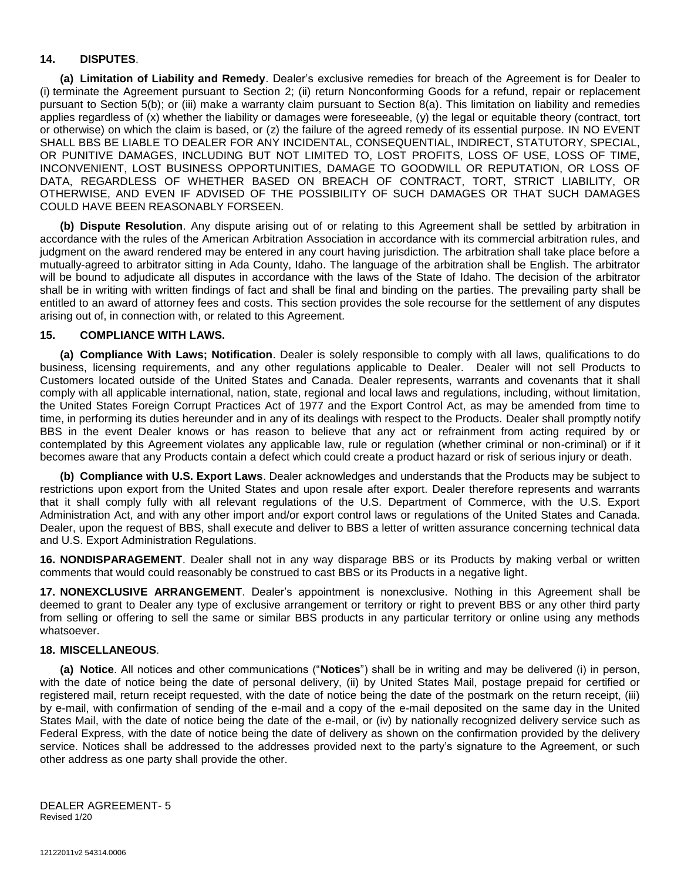## 14. DISPUTES.

**(a) Limitation of Liability and Remedy**. Dealer's exclusive remedies for breach of the Agreement is for Dealer to (i) terminate the Agreement pursuant to Section 2; (ii) return Nonconforming Goods for a refund, repair or replacement pursuant to Section 5(b); or (iii) make a warranty claim pursuant to Section 8(a). This limitation on liability and remedies applies regardless of (x) whether the liability or damages were foreseeable, (y) the legal or equitable theory (contract, tort or otherwise) on which the claim is based, or (z) the failure of the agreed remedy of its essential purpose. IN NO EVENT SHALL BBS BE LIABLE TO DEALER FOR ANY INCIDENTAL, CONSEQUENTIAL, INDIRECT, STATUTORY, SPECIAL, OR PUNITIVE DAMAGES, INCLUDING BUT NOT LIMITED TO, LOST PROFITS, LOSS OF USE, LOSS OF TIME, INCONVENIENT, LOST BUSINESS OPPORTUNITIES, DAMAGE TO GOODWILL OR REPUTATION, OR LOSS OF DATA, REGARDLESS OF WHETHER BASED ON BREACH OF CONTRACT, TORT, STRICT LIABILITY, OR OTHERWISE, AND EVEN IF ADVISED OF THE POSSIBILITY OF SUCH DAMAGES OR THAT SUCH DAMAGES COULD HAVE BEEN REASONABLY FORSEEN.

**(b) Dispute Resolution**. Any dispute arising out of or relating to this Agreement shall be settled by arbitration in accordance with the rules of the American Arbitration Association in accordance with its commercial arbitration rules, and judgment on the award rendered may be entered in any court having jurisdiction. The arbitration shall take place before a mutually-agreed to arbitrator sitting in Ada County, Idaho. The language of the arbitration shall be English. The arbitrator will be bound to adjudicate all disputes in accordance with the laws of the State of Idaho. The decision of the arbitrator shall be in writing with written findings of fact and shall be final and binding on the parties. The prevailing party shall be entitled to an award of attorney fees and costs. This section provides the sole recourse for the settlement of any disputes arising out of, in connection with, or related to this Agreement.

## 15. COMPLIANCE WITH LAWS.

**(a) Compliance With Laws; Notification**. Dealer is solely responsible to comply with all laws, qualifications to do business, licensing requirements, and any other regulations applicable to Dealer. Dealer will not sell Products to Customers located outside of the United States and Canada. Dealer represents, warrants and covenants that it shall comply with all applicable international, nation, state, regional and local laws and regulations, including, without limitation, the United States Foreign Corrupt Practices Act of 1977 and the Export Control Act, as may be amended from time to time, in performing its duties hereunder and in any of its dealings with respect to the Products. Dealer shall promptly notify BBS in the event Dealer knows or has reason to believe that any act or refrainment from acting required by or contemplated by this Agreement violates any applicable law, rule or regulation (whether criminal or non-criminal) or if it becomes aware that any Products contain a defect which could create a product hazard or risk of serious injury or death.

**(b) Compliance with U.S. Export Laws**. Dealer acknowledges and understands that the Products may be subject to restrictions upon export from the United States and upon resale after export. Dealer therefore represents and warrants that it shall comply fully with all relevant regulations of the U.S. Department of Commerce, with the U.S. Export Administration Act, and with any other import and/or export control laws or regulations of the United States and Canada. Dealer, upon the request of BBS, shall execute and deliver to BBS a letter of written assurance concerning technical data and U.S. Export Administration Regulations.

**16. NONDISPARAGEMENT**. Dealer shall not in any way disparage BBS or its Products by making verbal or written comments that would could reasonably be construed to cast BBS or its Products in a negative light.

**17. NONEXCLUSIVE ARRANGEMENT**. Dealer's appointment is nonexclusive. Nothing in this Agreement shall be deemed to grant to Dealer any type of exclusive arrangement or territory or right to prevent BBS or any other third party from selling or offering to sell the same or similar BBS products in any particular territory or online using any methods whatsoever.

## 18. MISCELLANEOUS.

**(a) Notice**. All notices and other communications ("**Notices**") shall be in writing and may be delivered (i) in person, with the date of notice being the date of personal delivery, (ii) by United States Mail, postage prepaid for certified or registered mail, return receipt requested, with the date of notice being the date of the postmark on the return receipt, (iii) by e-mail, with confirmation of sending of the e-mail and a copy of the e-mail deposited on the same day in the United States Mail, with the date of notice being the date of the e-mail, or (iv) by nationally recognized delivery service such as Federal Express, with the date of notice being the date of delivery as shown on the confirmation provided by the delivery service. Notices shall be addressed to the addresses provided next to the party's signature to the Agreement, or such other address as one party shall provide the other.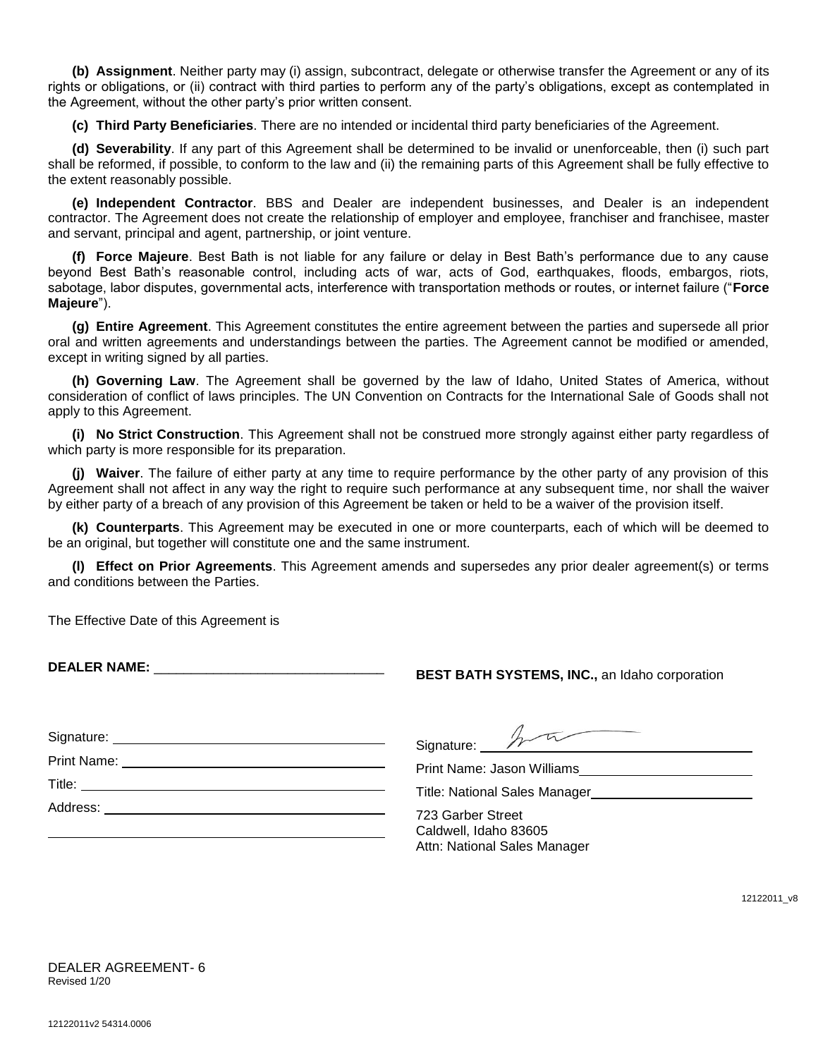**(b) Assignment**. Neither party may (i) assign, subcontract, delegate or otherwise transfer the Agreement or any of its rights or obligations, or (ii) contract with third parties to perform any of the party's obligations, except as contemplated in the Agreement, without the other party's prior written consent.

**(c) Third Party Beneficiaries**. There are no intended or incidental third party beneficiaries of the Agreement.

**(d) Severability**. If any part of this Agreement shall be determined to be invalid or unenforceable, then (i) such part shall be reformed, if possible, to conform to the law and (ii) the remaining parts of this Agreement shall be fully effective to the extent reasonably possible.

**(e) Independent Contractor**. BBS and Dealer are independent businesses, and Dealer is an independent contractor. The Agreement does not create the relationship of employer and employee, franchiser and franchisee, master and servant, principal and agent, partnership, or joint venture.

**(f) Force Majeure**. Best Bath is not liable for any failure or delay in Best Bath's performance due to any cause beyond Best Bath's reasonable control, including acts of war, acts of God, earthquakes, floods, embargos, riots, sabotage, labor disputes, governmental acts, interference with transportation methods or routes, or internet failure ("**Force Majeure**").

**(g) Entire Agreement**. This Agreement constitutes the entire agreement between the parties and supersede all prior oral and written agreements and understandings between the parties. The Agreement cannot be modified or amended, except in writing signed by all parties.

**(h) Governing Law**. The Agreement shall be governed by the law of Idaho, United States of America, without consideration of conflict of laws principles. The UN Convention on Contracts for the International Sale of Goods shall not apply to this Agreement.

**(i) No Strict Construction**. This Agreement shall not be construed more strongly against either party regardless of which party is more responsible for its preparation.

**(j) Waiver**. The failure of either party at any time to require performance by the other party of any provision of this Agreement shall not affect in any way the right to require such performance at any subsequent time, nor shall the waiver by either party of a breach of any provision of this Agreement be taken or held to be a waiver of the provision itself.

**(k) Counterparts**. This Agreement may be executed in one or more counterparts, each of which will be deemed to be an original, but together will constitute one and the same instrument.

**(l) Effect on Prior Agreements**. This Agreement amends and supersedes any prior dealer agreement(s) or terms and conditions between the Parties.

The Effective Date of this Agreement is

**DEALER NAME:** ______________________________

Signature: ______________________________

Print Name: ______________________________

Title: ______________________________

Address: ______________________________

______________________________

**BEST BATH SYSTEMS, INC.,** an Idaho corporation

Signature: ______________________________

Print Name: Jason Williams

Title: National Sales Manager

723 Garber Street
Caldwell, Idaho 83605
Attn: National Sales Manager

12122011_v8

DEALER AGREEMENT- 6
Revised 1/20

12122011v2 54314.0006